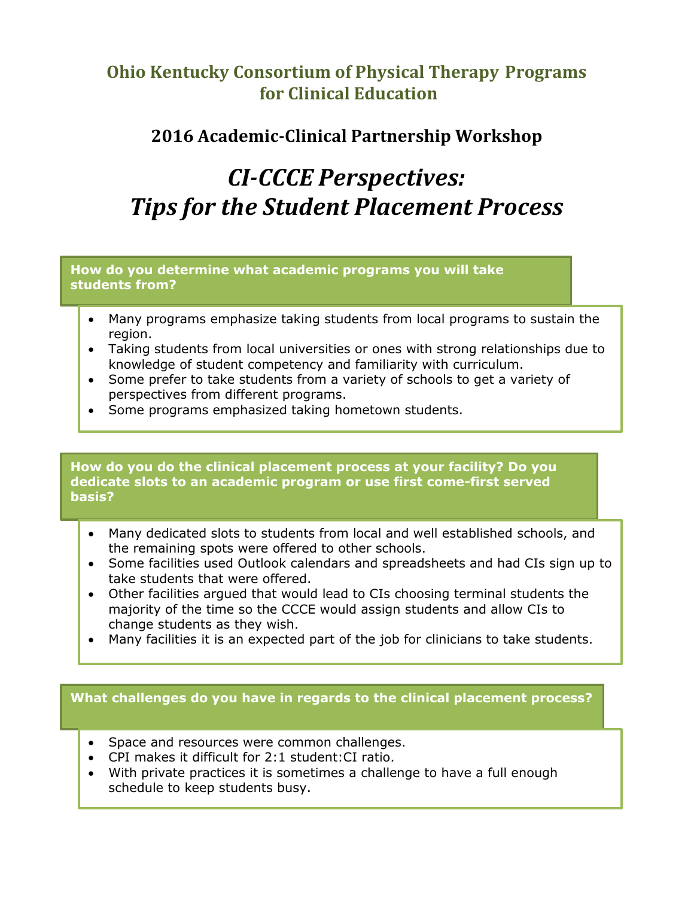# Ohio Kentucky Consortium of Physical Therapy Programs for Clinical Education

## 2016 Academic-Clinical Partnership Workshop

# *CI-CCCE Perspectives: Tips for the Student Placement Process*

### How do you determine what academic programs you will take students from?

- Many programs emphasize taking students from local programs to sustain the region.
- Taking students from local universities or ones with strong relationships due to knowledge of student competency and familiarity with curriculum.
- Some prefer to take students from a variety of schools to get a variety of perspectives from different programs.
- Some programs emphasized taking hometown students.

### How do you do the clinical placement process at your facility? Do you dedicate slots to an academic program or use first come-first served basis?

- Many dedicated slots to students from local and well established schools, and the remaining spots were offered to other schools.
- Some facilities used Outlook calendars and spreadsheets and had CIs sign up to take students that were offered.
- Other facilities argued that would lead to CIs choosing terminal students the majority of the time so the CCCE would assign students and allow CIs to change students as they wish.
- Many facilities it is an expected part of the job for clinicians to take students.

### What challenges do you have in regards to the clinical placement process?

- Space and resources were common challenges.
- CPI makes it difficult for 2:1 student:CI ratio.
- With private practices it is sometimes a challenge to have a full enough schedule to keep students busy.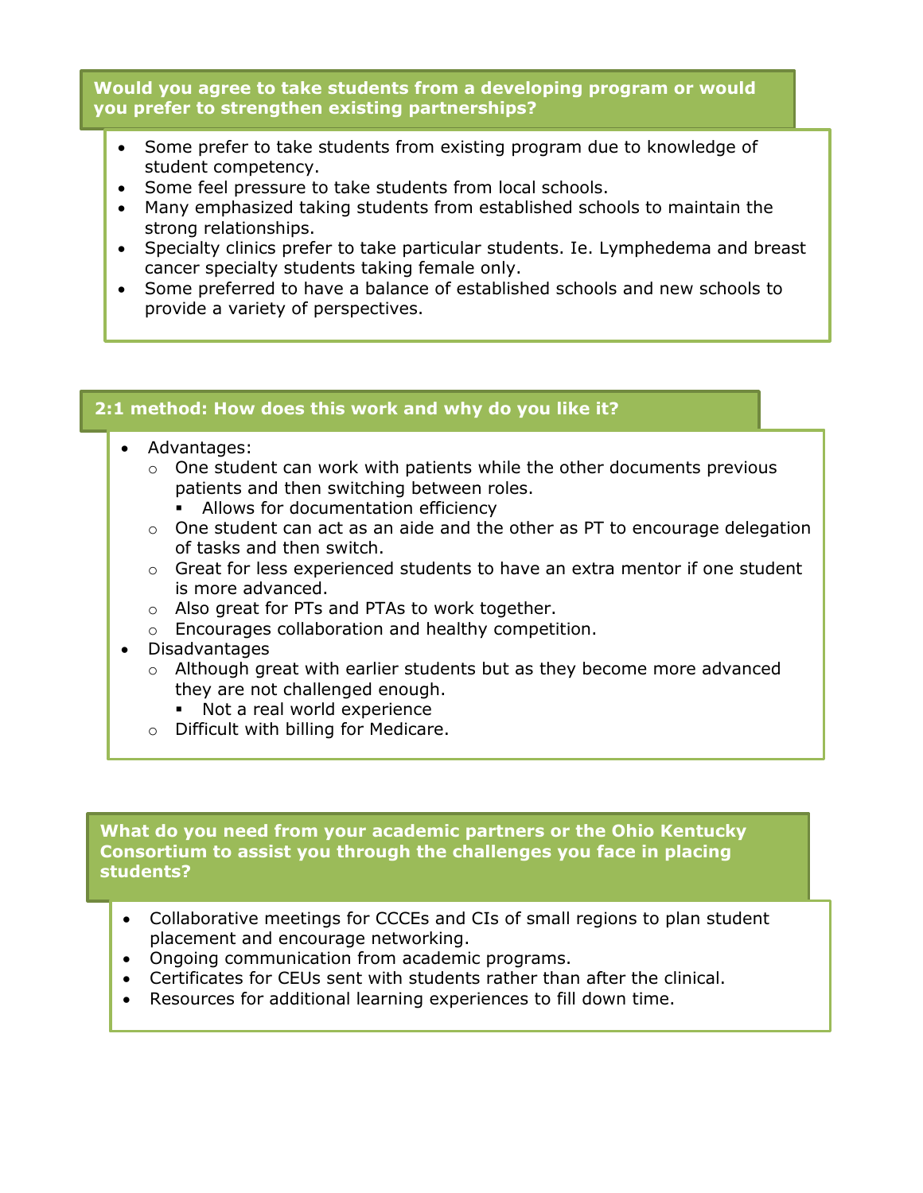## Would you agree to take students from a developing program or would you prefer to strengthen existing partnerships?

- Some prefer to take students from existing program due to knowledge of student competency.
- Some feel pressure to take students from local schools.
- Many emphasized taking students from established schools to maintain the strong relationships.
- Specialty clinics prefer to take particular students. Ie. Lymphedema and breast cancer specialty students taking female only.
- Some preferred to have a balance of established schools and new schools to provide a variety of perspectives.

## 2:1 method: How does this work and why do you like it?

- Advantages:
  - One student can work with patients while the other documents previous patients and then switching between roles.
    - Allows for documentation efficiency
  - One student can act as an aide and the other as PT to encourage delegation of tasks and then switch.
  - Great for less experienced students to have an extra mentor if one student is more advanced.
  - Also great for PTs and PTAs to work together.
  - Encourages collaboration and healthy competition.
- Disadvantages
  - Although great with earlier students but as they become more advanced they are not challenged enough.
    - Not a real world experience
  - Difficult with billing for Medicare.

## What do you need from your academic partners or the Ohio Kentucky Consortium to assist you through the challenges you face in placing students?

- Collaborative meetings for CCCEs and CIs of small regions to plan student placement and encourage networking.
- Ongoing communication from academic programs.
- Certificates for CEUs sent with students rather than after the clinical.
- Resources for additional learning experiences to fill down time.